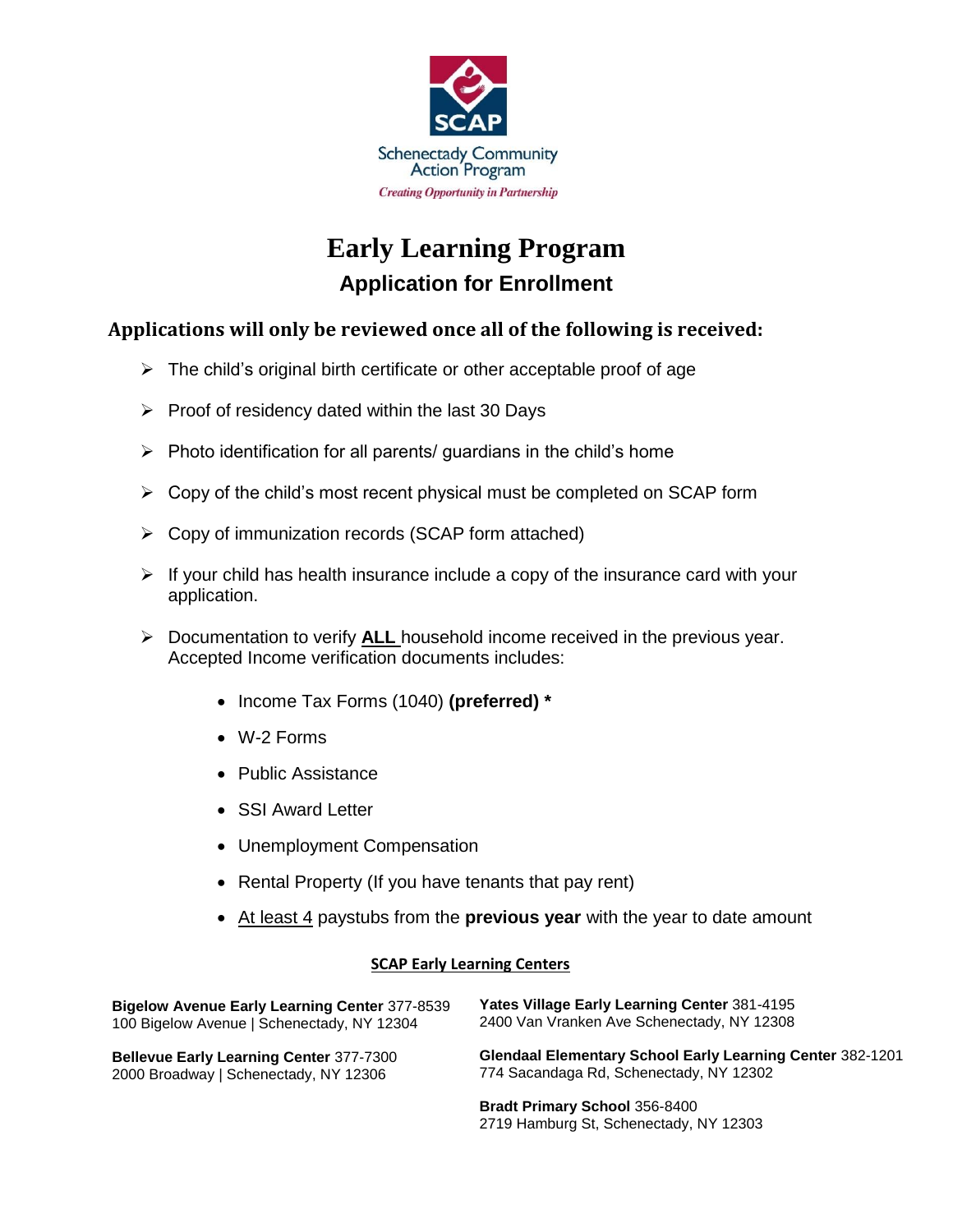SCAP

Schenectady Community Action Program

*Creating Opportunity in Partnership*

# Early Learning Program

## Application for Enrollment

### Applications will only be reviewed once all of the following is received:

- The child's original birth certificate or other acceptable proof of age
- Proof of residency dated within the last 30 Days
- Photo identification for all parents/ guardians in the child's home
- Copy of the child's most recent physical must be completed on SCAP form
- Copy of immunization records (SCAP form attached)
- If your child has health insurance include a copy of the insurance card with your application.
- Documentation to verify **ALL** household income received in the previous year. Accepted Income verification documents includes:
    - Income Tax Forms (1040) **(preferred) ***
    - W-2 Forms
    - Public Assistance
    - SSI Award Letter
    - Unemployment Compensation
    - Rental Property (If you have tenants that pay rent)
    - At least 4 paystubs from the **previous year** with the year to date amount

**SCAP Early Learning Centers**

**Bigelow Avenue Early Learning Center** 377-8539
100 Bigelow Avenue | Schenectady, NY 12304

**Bellevue Early Learning Center** 377-7300
2000 Broadway | Schenectady, NY 12306

**Yates Village Early Learning Center** 381-4195
2400 Van Vranken Ave Schenectady, NY 12308

**Glendaal Elementary School Early Learning Center** 382-1201
774 Sacandaga Rd, Schenectady, NY 12302

**Bradt Primary School** 356-8400
2719 Hamburg St, Schenectady, NY 12303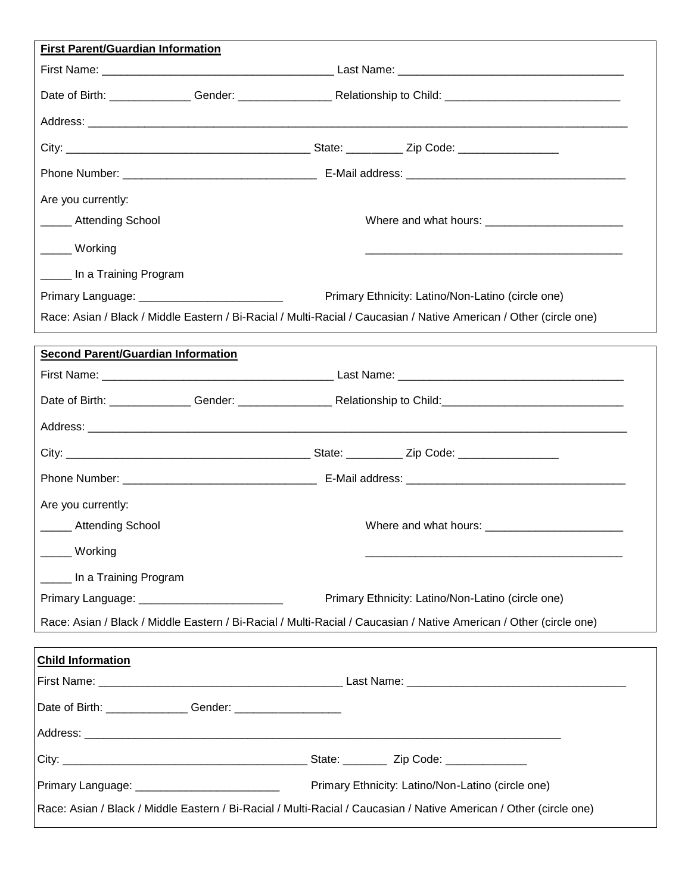**First Parent/Guardian Information**

First Name: ____________________________________ Last Name: ___________________________________

Date of Birth: _____________ Gender: _______________ Relationship to Child: ____________________________

Address: ___________________________________________________________________________________________

City: ______________________________________ State: _________ Zip Code: ________________

Phone Number: ______________________________ E-Mail address: ___________________________________

Are you currently:

_____ Attending School

Where and what hours: ______________________

_____ Working

_________________________________________

_____ In a Training Program

Primary Language: _______________________

Primary Ethnicity: Latino/Non-Latino (circle one)

Race: Asian / Black / Middle Eastern / Bi-Racial / Multi-Racial / Caucasian / Native American / Other (circle one)

**Second Parent/Guardian Information**

First Name: ____________________________________ Last Name: ___________________________________

Date of Birth: _____________ Gender: _______________ Relationship to Child:_____________________________

Address: ___________________________________________________________________________________________

City: ______________________________________ State: _________ Zip Code: ________________

Phone Number: ______________________________ E-Mail address: ___________________________________

Are you currently:

_____ Attending School

Where and what hours: ______________________

_____ Working

_________________________________________

_____ In a Training Program

Primary Language: _______________________

Primary Ethnicity: Latino/Non-Latino (circle one)

Race: Asian / Black / Middle Eastern / Bi-Racial / Multi-Racial / Caucasian / Native American / Other (circle one)

**Child Information**

First Name: _______________________________________ Last Name: ___________________________________

Date of Birth: _____________ Gender: _________________

Address: ________________________________________________________________________________

City: ______________________________________ State: _______ Zip Code: _____________

Primary Language: _______________________

Primary Ethnicity: Latino/Non-Latino (circle one)

Race: Asian / Black / Middle Eastern / Bi-Racial / Multi-Racial / Caucasian / Native American / Other (circle one)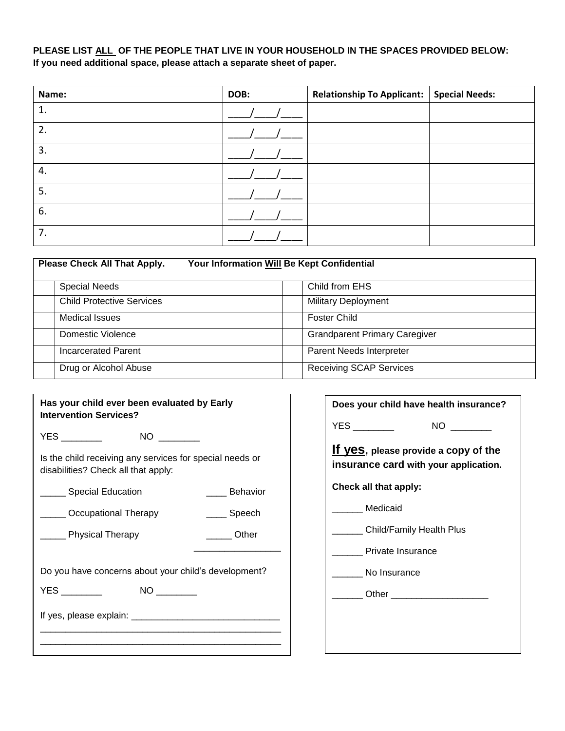**PLEASE LIST ALL OF THE PEOPLE THAT LIVE IN YOUR HOUSEHOLD IN THE SPACES PROVIDED BELOW:**
**If you need additional space, please attach a separate sheet of paper.**

| Name: | DOB: | Relationship To Applicant: | Special Needs: |
|---|---|---|---|
| 1. | ____/____/____ | | |
| 2. | ____/____/____ | | |
| 3. | ____/____/____ | | |
| 4. | ____/____/____ | | |
| 5. | ____/____/____ | | |
| 6. | ____/____/____ | | |
| 7. | ____/____/____ | | |

**Please Check All That Apply. Your Information Will Be Kept Confidential**

| | | | |
|---|---|---|---|
| | Special Needs | | Child from EHS |
| | Child Protective Services | | Military Deployment |
| | Medical Issues | | Foster Child |
| | Domestic Violence | | Grandparent Primary Caregiver |
| | Incarcerated Parent | | Parent Needs Interpreter |
| | Drug or Alcohol Abuse | | Receiving SCAP Services |

**Has your child ever been evaluated by Early Intervention Services?**

YES ________ NO ________

Is the child receiving any services for special needs or disabilities? Check all that apply:

_____ Special Education ____ Behavior

_____ Occupational Therapy ____ Speech

_____ Physical Therapy _____ Other _________________

Do you have concerns about your child's development?

YES ________ NO ________

If yes, please explain: _____________________________
_________________________________________________
_________________________________________________

**Does your child have health insurance?**

YES ________ NO ________

**If yes, please provide a copy of the insurance card with your application.**

**Check all that apply:**

______ Medicaid

______ Child/Family Health Plus

______ Private Insurance

______ No Insurance

______ Other ___________________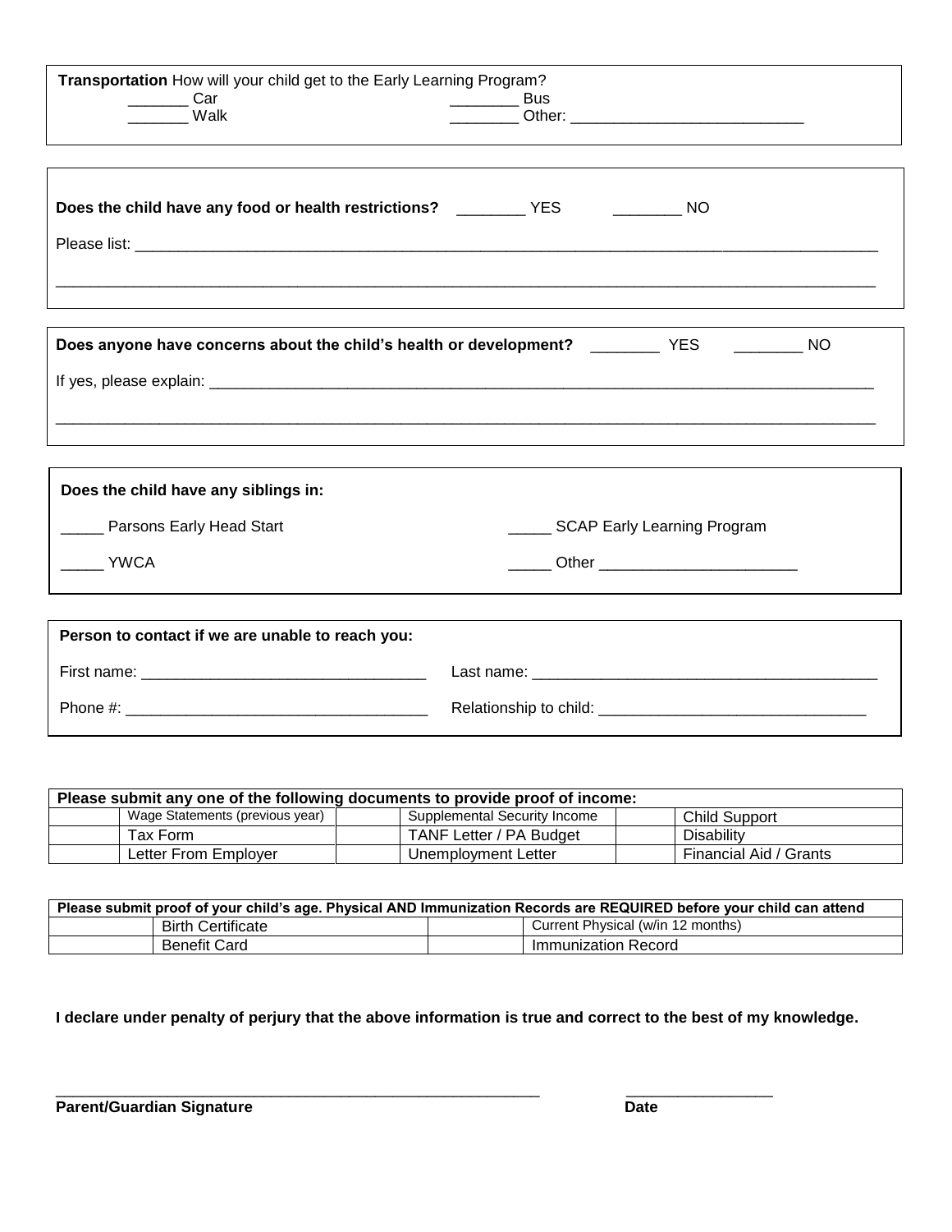**Transportation** How will your child get to the Early Learning Program?

_______ Car
_______ Walk
________ Bus
________ Other: ___________________________

**Does the child have any food or health restrictions?** ________ YES ________ NO

Please list: ______________________________________________________________________________________

______________________________________________________________________________________________

**Does anyone have concerns about the child's health or development?** ________ YES ________ NO

If yes, please explain: ________________________________________________________________________________

______________________________________________________________________________________________

**Does the child have any siblings in:**

_____ Parsons Early Head Start
_____ SCAP Early Learning Program
_____ YWCA
_____ Other _______________________

**Person to contact if we are unable to reach you:**

First name: _________________________________ Last name: ________________________________________

Phone #: ___________________________________ Relationship to child: _______________________________

| **Please submit any one of the following documents to provide proof of income:** | | | | | |
|---|---|---|---|---|---|
| | Wage Statements (previous year) | | Supplemental Security Income | | Child Support |
| | Tax Form | | TANF Letter / PA Budget | | Disability |
| | Letter From Employer | | Unemployment Letter | | Financial Aid / Grants |

| **Please submit proof of your child's age. Physical AND Immunization Records are REQUIRED before your child can attend** | | | |
|---|---|---|---|
| | Birth Certificate | | Current Physical (w/in 12 months) |
| | Benefit Card | | Immunization Record |

**I declare under penalty of perjury that the above information is true and correct to the best of my knowledge.**

____________________________________________________________ _________________

**Parent/Guardian Signature** **Date**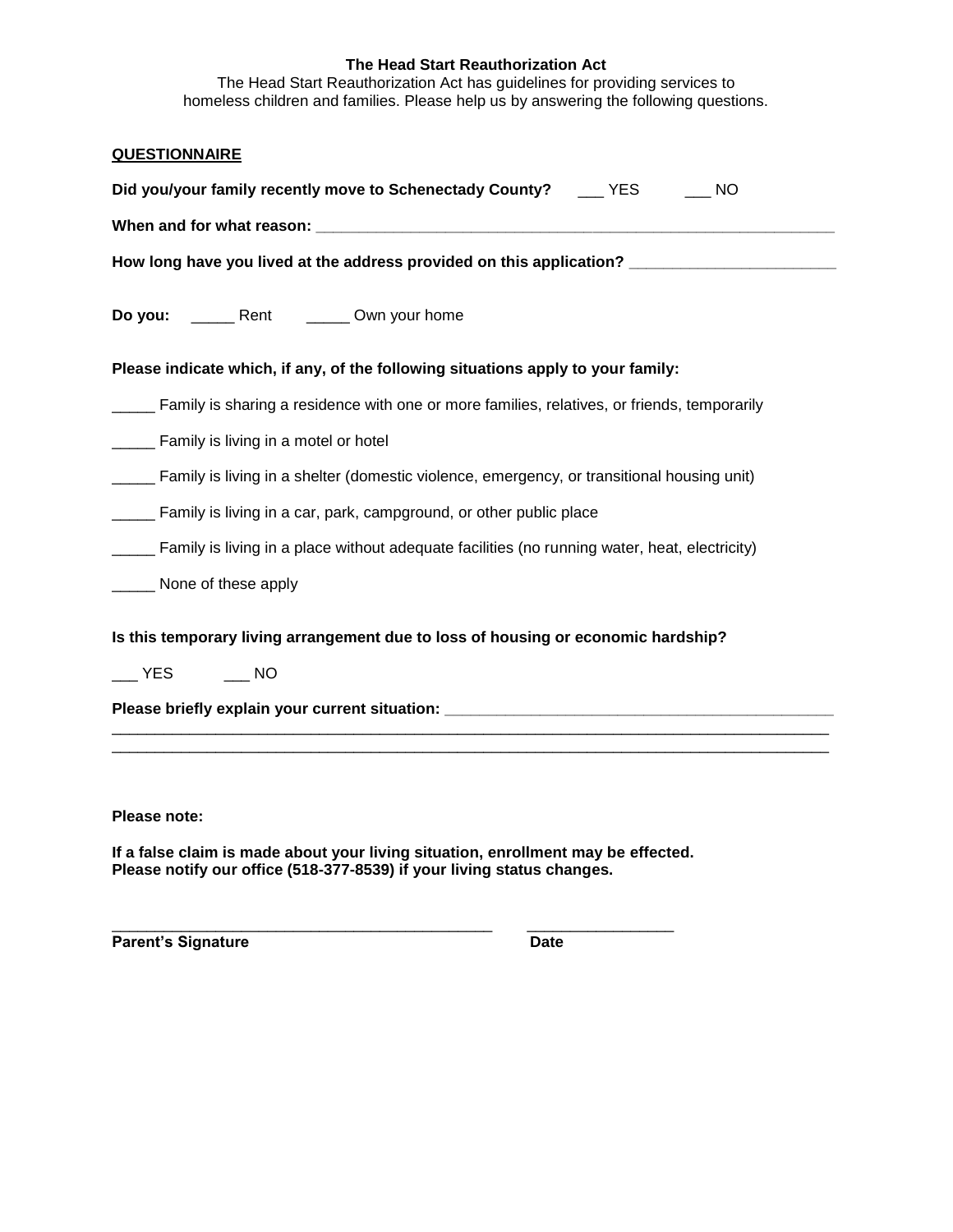**The Head Start Reauthorization Act**

The Head Start Reauthorization Act has guidelines for providing services to homeless children and families. Please help us by answering the following questions.

**QUESTIONNAIRE**

**Did you/your family recently move to Schenectady County?** ___ YES ___ NO

**When and for what reason:** ________________________________________________________________

**How long have you lived at the address provided on this application?** ________________________

**Do you:** _____ Rent _____ Own your home

**Please indicate which, if any, of the following situations apply to your family:**

_____ Family is sharing a residence with one or more families, relatives, or friends, temporarily

_____ Family is living in a motel or hotel

_____ Family is living in a shelter (domestic violence, emergency, or transitional housing unit)

_____ Family is living in a car, park, campground, or other public place

_____ Family is living in a place without adequate facilities (no running water, heat, electricity)

_____ None of these apply

**Is this temporary living arrangement due to loss of housing or economic hardship?**

___ YES ___ NO

**Please briefly explain your current situation:** ______________________________________________
__________________________________________________________________________________________
__________________________________________________________________________________________

**Please note:**

**If a false claim is made about your living situation, enrollment may be effected.**
**Please notify our office (518-377-8539) if your living status changes.**

______________________________________________ _________________
**Parent's Signature** **Date**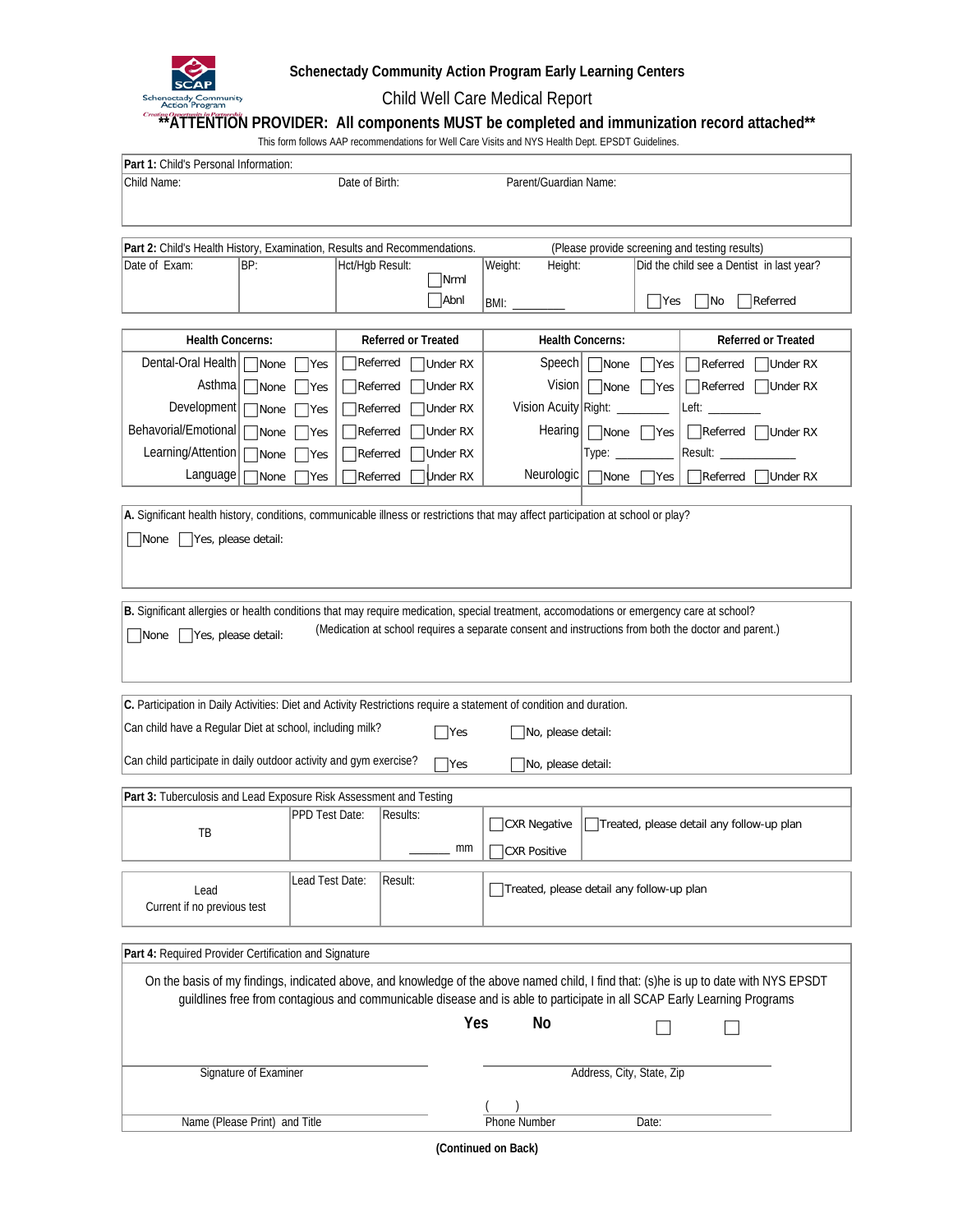**Schenectady Community Action Program Early Learning Centers**

Child Well Care Medical Report

**\*\*ATTENTION PROVIDER: All components MUST be completed and immunization record attached\*\***

This form follows AAP recommendations for Well Care Visits and NYS Health Dept. EPSDT Guidelines.

| **Part 1:** Child's Personal Information: | | |
|---|---|---|
| Child Name: | Date of Birth: | Parent/Guardian Name: |

| **Part 2:** Child's Health History, Examination, Results and Recommendations. | | | (Please provide screening and testing results) |
|---|---|---|---|
| Date of Exam: | BP: | Hct/Hgb Result: ☐ Nrml ☐ Abnl | Weight: Height: BMI: ________ |
| Did the child see a Dentist in last year? ☐ Yes ☐ No ☐ Referred | | | |

| Health Concerns: | | Referred or Treated | Health Concerns: | | Referred or Treated |
|---|---|---|---|---|---|
| Dental-Oral Health | ☐ None ☐ Yes | ☐ Referred ☐ Under RX | Speech | ☐ None ☐ Yes | ☐ Referred ☐ Under RX |
| Asthma | ☐ None ☐ Yes | ☐ Referred ☐ Under RX | Vision | ☐ None ☐ Yes | ☐ Referred ☐ Under RX |
| Development | ☐ None ☐ Yes | ☐ Referred ☐ Under RX | Vision Acuity | Right: ________ | Left: ________ |
| Behavioral/Emotional | ☐ None ☐ Yes | ☐ Referred ☐ Under RX | Hearing | ☐ None ☐ Yes | ☐ Referred ☐ Under RX |
| Learning/Attention | ☐ None ☐ Yes | ☐ Referred ☐ Under RX | | Type: ________ | Result: ________ |
| Language | ☐ None ☐ Yes | ☐ Referred ☐ Under RX | Neurologic | ☐ None ☐ Yes | ☐ Referred ☐ Under RX |

**A.** Significant health history, conditions, communicable illness or restrictions that may affect participation at school or play?

☐ None ☐ Yes, please detail:

**B.** Significant allergies or health conditions that may require medication, special treatment, accomodations or emergency care at school?

☐ None ☐ Yes, please detail: (Medication at school requires a separate consent and instructions from both the doctor and parent.)

**C.** Participation in Daily Activities: Diet and Activity Restrictions require a statement of condition and duration.

Can child have a Regular Diet at school, including milk? ☐ Yes ☐ No, please detail:

Can child participate in daily outdoor activity and gym exercise? ☐ Yes ☐ No, please detail:

| **Part 3:** Tuberculosis and Lead Exposure Risk Assessment and Testing | | | | |
|---|---|---|---|---|
| TB | PPD Test Date: | Results: ______ mm | ☐ CXR Negative ☐ CXR Positive | ☐ Treated, please detail any follow-up plan |
| Lead Current if no previous test | Lead Test Date: | Result: | ☐ Treated, please detail any follow-up plan | |

**Part 4:** Required Provider Certification and Signature

On the basis of my findings, indicated above, and knowledge of the above named child, I find that: (s)he is up to date with NYS EPSDT guildlines free from contagious and communicable disease and is able to participate in all SCAP Early Learning Programs

**Yes** ☐ **No** ☐

| | |
|---|---|
| Signature of Examiner | Address, City, State, Zip |
| Name (Please Print) and Title | ( ) Phone Number Date: |

**(Continued on Back)**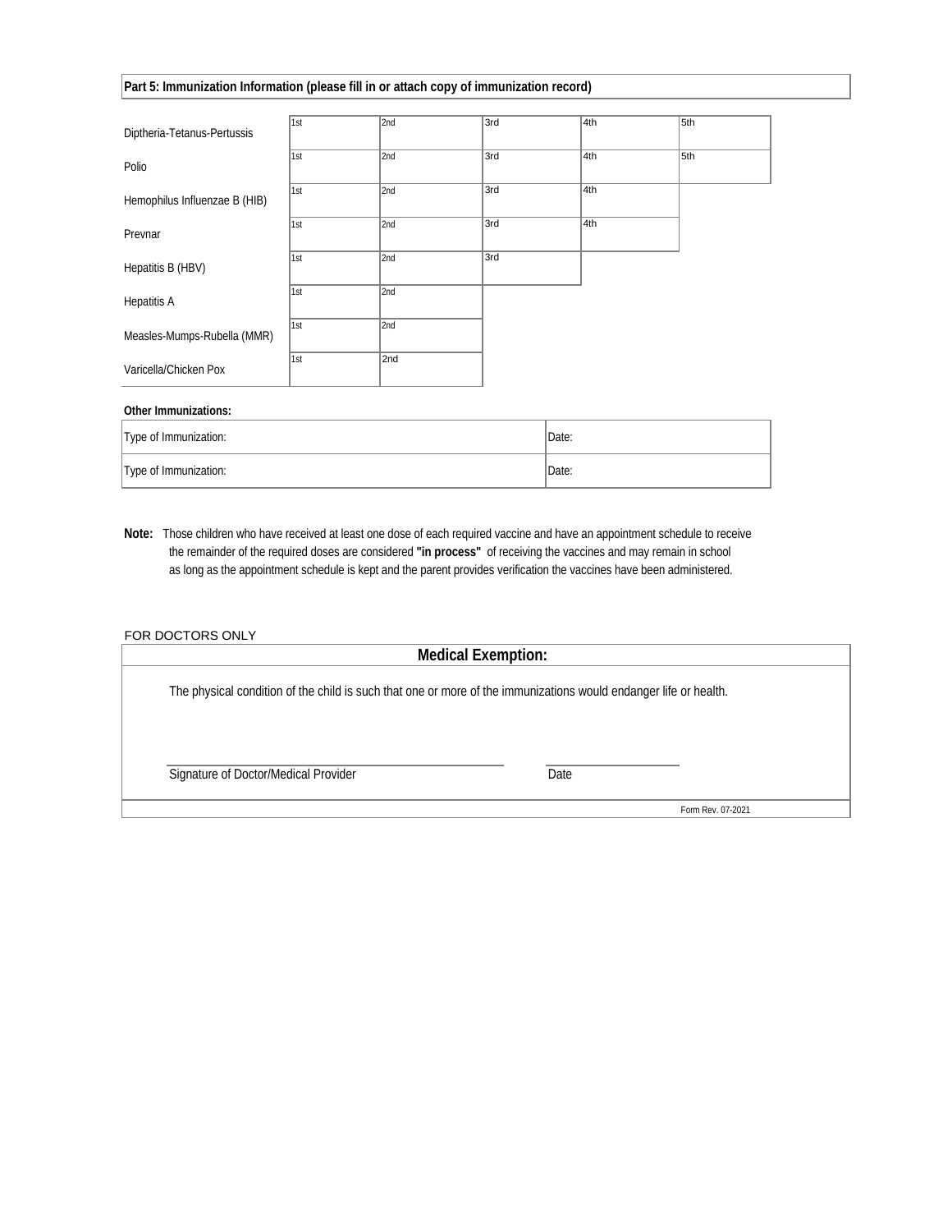**Part 5: Immunization Information (please fill in or attach copy of immunization record)**

| | | | | | |
|---|---|---|---|---|---|
| Diptheria-Tetanus-Pertussis | 1st | 2nd | 3rd | 4th | 5th |
| Polio | 1st | 2nd | 3rd | 4th | 5th |
| Hemophilus Influenzae B (HIB) | 1st | 2nd | 3rd | 4th | |
| Prevnar | 1st | 2nd | 3rd | 4th | |
| Hepatitis B (HBV) | 1st | 2nd | 3rd | | |
| Hepatitis A | 1st | 2nd | | | |
| Measles-Mumps-Rubella (MMR) | 1st | 2nd | | | |
| Varicella/Chicken Pox | 1st | 2nd | | | |

**Other Immunizations:**

| | |
|---|---|
| Type of Immunization: | Date: |
| Type of Immunization: | Date: |

**Note:** Those children who have received at least one dose of each required vaccine and have an appointment schedule to receive the remainder of the required doses are considered **"in process"** of receiving the vaccines and may remain in school as long as the appointment schedule is kept and the parent provides verification the vaccines have been administered.

FOR DOCTORS ONLY

**Medical Exemption:**

The physical condition of the child is such that one or more of the immunizations would endanger life or health.

Signature of Doctor/Medical Provider ______________________ Date ____________

Form Rev. 07-2021